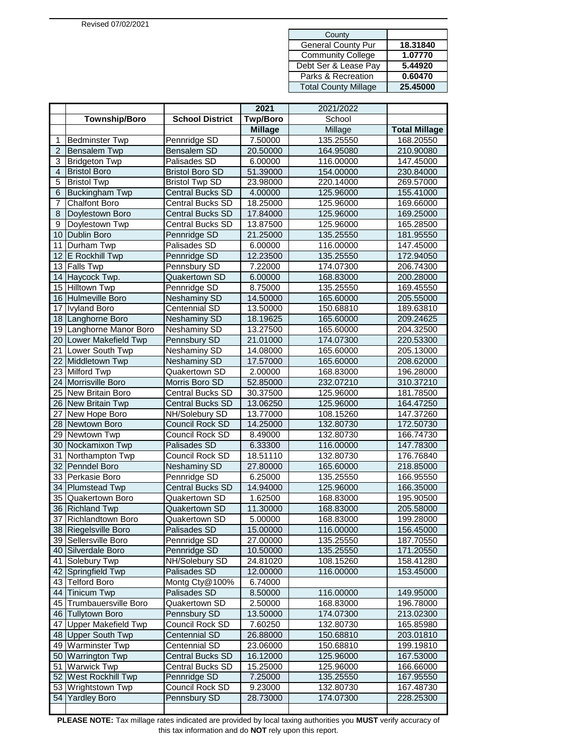Revised 07/02/2021

| County | |
|---|---|
| General County Pur | **18.31840** |
| Community College | **1.07770** |
| Debt Ser & Lease Pay | **5.44920** |
| Parks & Recreation | **0.60470** |
| Total County Millage | **25.45000** |

| | | | 2021 | 2021/2022 | |
|---|---|---|---|---|---|
| | **Township/Boro** | **School District** | **Twp/Boro** | School | |
| | | | **Millage** | Millage | **Total Millage** |
| 1 | Bedminster Twp | Pennridge SD | 7.50000 | 135.25550 | 168.20550 |
| 2 | Bensalem Twp | Bensalem SD | 20.50000 | 164.95080 | 210.90080 |
| 3 | Bridgeton Twp | Palisades SD | 6.00000 | 116.00000 | 147.45000 |
| 4 | Bristol Boro | Bristol Boro SD | 51.39000 | 154.00000 | 230.84000 |
| 5 | Bristol Twp | Bristol Twp SD | 23.98000 | 220.14000 | 269.57000 |
| 6 | Buckingham Twp | Central Bucks SD | 4.00000 | 125.96000 | 155.41000 |
| 7 | Chalfont Boro | Central Bucks SD | 18.25000 | 125.96000 | 169.66000 |
| 8 | Doylestown Boro | Central Bucks SD | 17.84000 | 125.96000 | 169.25000 |
| 9 | Doylestown Twp | Central Bucks SD | 13.87500 | 125.96000 | 165.28500 |
| 10 | Dublin Boro | Pennridge SD | 21.25000 | 135.25550 | 181.95550 |
| 11 | Durham Twp | Palisades SD | 6.00000 | 116.00000 | 147.45000 |
| 12 | E Rockhill Twp | Pennridge SD | 12.23500 | 135.25550 | 172.94050 |
| 13 | Falls Twp | Pennsbury SD | 7.22000 | 174.07300 | 206.74300 |
| 14 | Haycock Twp. | Quakertown SD | 6.00000 | 168.83000 | 200.28000 |
| 15 | Hilltown Twp | Pennridge SD | 8.75000 | 135.25550 | 169.45550 |
| 16 | Hulmeville Boro | Neshaminy SD | 14.50000 | 165.60000 | 205.55000 |
| 17 | Ivyland Boro | Centennial SD | 13.50000 | 150.68810 | 189.63810 |
| 18 | Langhorne Boro | Neshaminy SD | 18.19625 | 165.60000 | 209.24625 |
| 19 | Langhorne Manor Boro | Neshaminy SD | 13.27500 | 165.60000 | 204.32500 |
| 20 | Lower Makefield Twp | Pennsbury SD | 21.01000 | 174.07300 | 220.53300 |
| 21 | Lower South Twp | Neshaminy SD | 14.08000 | 165.60000 | 205.13000 |
| 22 | Middletown Twp | Neshaminy SD | 17.57000 | 165.60000 | 208.62000 |
| 23 | Milford Twp | Quakertown SD | 2.00000 | 168.83000 | 196.28000 |
| 24 | Morrisville Boro | Morris Boro SD | 52.85000 | 232.07210 | 310.37210 |
| 25 | New Britain Boro | Central Bucks SD | 30.37500 | 125.96000 | 181.78500 |
| 26 | New Britain Twp | Central Bucks SD | 13.06250 | 125.96000 | 164.47250 |
| 27 | New Hope Boro | NH/Solebury SD | 13.77000 | 108.15260 | 147.37260 |
| 28 | Newtown Boro | Council Rock SD | 14.25000 | 132.80730 | 172.50730 |
| 29 | Newtown Twp | Council Rock SD | 8.49000 | 132.80730 | 166.74730 |
| 30 | Nockamixon Twp | Palisades SD | 6.33300 | 116.00000 | 147.78300 |
| 31 | Northampton Twp | Council Rock SD | 18.51110 | 132.80730 | 176.76840 |
| 32 | Penndel Boro | Neshaminy SD | 27.80000 | 165.60000 | 218.85000 |
| 33 | Perkasie Boro | Pennridge SD | 6.25000 | 135.25550 | 166.95550 |
| 34 | Plumstead Twp | Central Bucks SD | 14.94000 | 125.96000 | 166.35000 |
| 35 | Quakertown Boro | Quakertown SD | 1.62500 | 168.83000 | 195.90500 |
| 36 | Richland Twp | Quakertown SD | 11.30000 | 168.83000 | 205.58000 |
| 37 | Richlandtown Boro | Quakertown SD | 5.00000 | 168.83000 | 199.28000 |
| 38 | Riegelsville Boro | Palisades SD | 15.00000 | 116.00000 | 156.45000 |
| 39 | Sellersville Boro | Pennridge SD | 27.00000 | 135.25550 | 187.70550 |
| 40 | Silverdale Boro | Pennridge SD | 10.50000 | 135.25550 | 171.20550 |
| 41 | Solebury Twp | NH/Solebury SD | 24.81020 | 108.15260 | 158.41280 |
| 42 | Springfield Twp | Palisades SD | 12.00000 | 116.00000 | 153.45000 |
| 43 | Telford Boro | Montg Cty@100% | 6.74000 | | |
| 44 | Tinicum Twp | Palisades SD | 8.50000 | 116.00000 | 149.95000 |
| 45 | Trumbauersville Boro | Quakertown SD | 2.50000 | 168.83000 | 196.78000 |
| 46 | Tullytown Boro | Pennsbury SD | 13.50000 | 174.07300 | 213.02300 |
| 47 | Upper Makefield Twp | Council Rock SD | 7.60250 | 132.80730 | 165.85980 |
| 48 | Upper South Twp | Centennial SD | 26.88000 | 150.68810 | 203.01810 |
| 49 | Warminster Twp | Centennial SD | 23.06000 | 150.68810 | 199.19810 |
| 50 | Warrington Twp | Central Bucks SD | 16.12000 | 125.96000 | 167.53000 |
| 51 | Warwick Twp | Central Bucks SD | 15.25000 | 125.96000 | 166.66000 |
| 52 | West Rockhill Twp | Pennridge SD | 7.25000 | 135.25550 | 167.95550 |
| 53 | Wrightstown Twp | Council Rock SD | 9.23000 | 132.80730 | 167.48730 |
| 54 | Yardley Boro | Pennsbury SD | 28.73000 | 174.07300 | 228.25300 |

**PLEASE NOTE:** Tax millage rates indicated are provided by local taxing authorities you **MUST** verify accuracy of this tax information and do **NOT** rely upon this report.